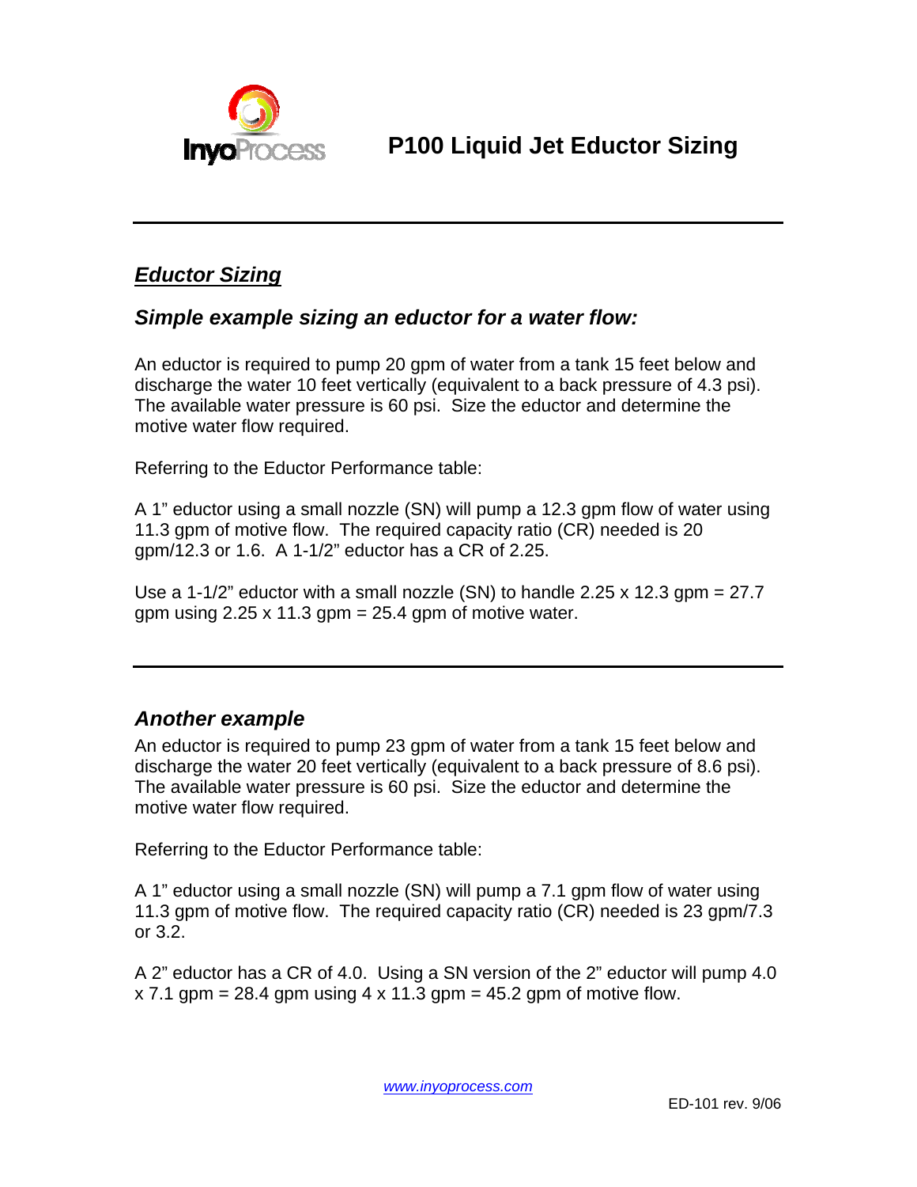# P100 Liquid Jet Eductor Sizing

## ***Eductor Sizing***

### *Simple example sizing an eductor for a water flow:*

An eductor is required to pump 20 gpm of water from a tank 15 feet below and discharge the water 10 feet vertically (equivalent to a back pressure of 4.3 psi). The available water pressure is 60 psi. Size the eductor and determine the motive water flow required.

Referring to the Eductor Performance table:

A 1" eductor using a small nozzle (SN) will pump a 12.3 gpm flow of water using 11.3 gpm of motive flow. The required capacity ratio (CR) needed is 20 gpm/12.3 or 1.6. A 1-1/2" eductor has a CR of 2.25.

Use a 1-1/2" eductor with a small nozzle (SN) to handle 2.25 x 12.3 gpm = 27.7 gpm using 2.25 x 11.3 gpm = 25.4 gpm of motive water.

---

### *Another example*

An eductor is required to pump 23 gpm of water from a tank 15 feet below and discharge the water 20 feet vertically (equivalent to a back pressure of 8.6 psi). The available water pressure is 60 psi. Size the eductor and determine the motive water flow required.

Referring to the Eductor Performance table:

A 1" eductor using a small nozzle (SN) will pump a 7.1 gpm flow of water using 11.3 gpm of motive flow. The required capacity ratio (CR) needed is 23 gpm/7.3 or 3.2.

A 2" eductor has a CR of 4.0. Using a SN version of the 2" eductor will pump 4.0 x 7.1 gpm = 28.4 gpm using 4 x 11.3 gpm = 45.2 gpm of motive flow.

www.inyoprocess.com

ED-101 rev. 9/06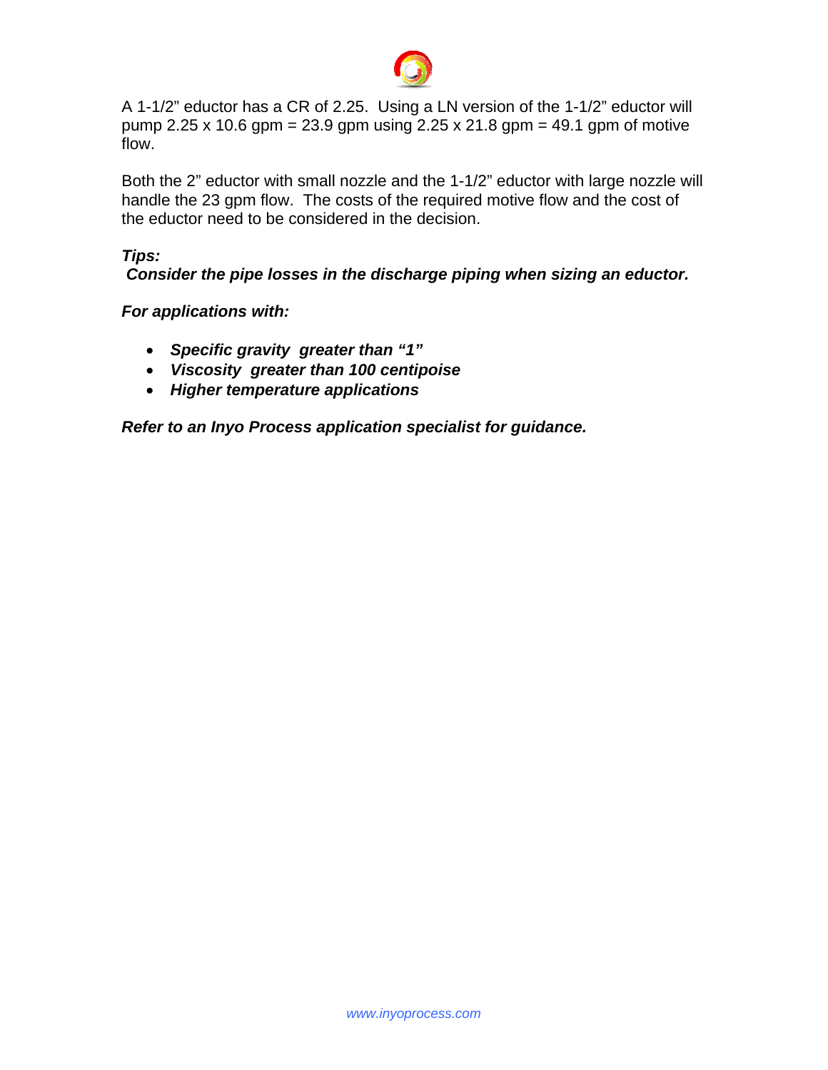A 1-1/2" eductor has a CR of 2.25. Using a LN version of the 1-1/2" eductor will pump 2.25 x 10.6 gpm = 23.9 gpm using 2.25 x 21.8 gpm = 49.1 gpm of motive flow.

Both the 2" eductor with small nozzle and the 1-1/2" eductor with large nozzle will handle the 23 gpm flow. The costs of the required motive flow and the cost of the eductor need to be considered in the decision.

***Tips:***

***Consider the pipe losses in the discharge piping when sizing an eductor.***

***For applications with:***

- ***Specific gravity greater than "1"***
- ***Viscosity greater than 100 centipoise***
- ***Higher temperature applications***

***Refer to an Inyo Process application specialist for guidance.***